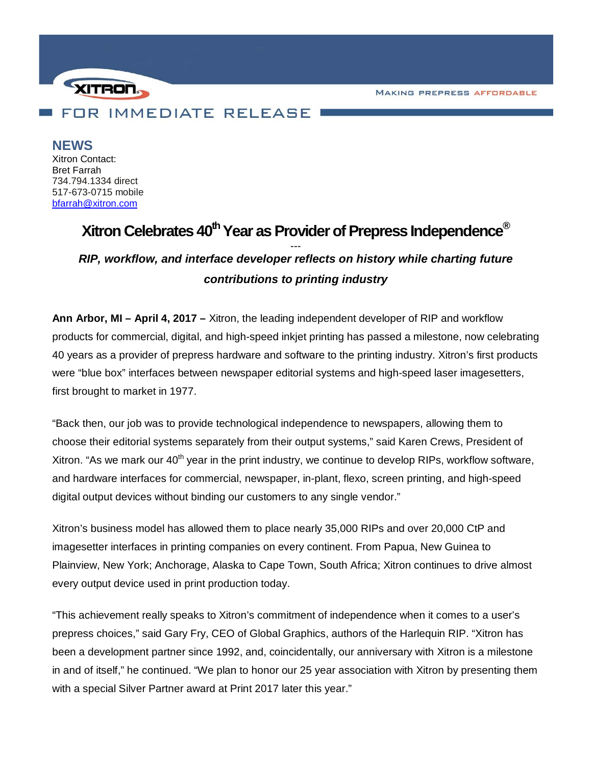XITRON

MAKING PREPRESS AFFORDABLE

FOR IMMEDIATE RELEASE

## NEWS

Xitron Contact:
Bret Farrah
734.794.1334 direct
517-673-0715 mobile
bfarrah@xitron.com

# Xitron Celebrates 40th Year as Provider of Prepress Independence®

---

***RIP, workflow, and interface developer reflects on history while charting future contributions to printing industry***

**Ann Arbor, MI – April 4, 2017 –** Xitron, the leading independent developer of RIP and workflow products for commercial, digital, and high-speed inkjet printing has passed a milestone, now celebrating 40 years as a provider of prepress hardware and software to the printing industry. Xitron's first products were "blue box" interfaces between newspaper editorial systems and high-speed laser imagesetters, first brought to market in 1977.

"Back then, our job was to provide technological independence to newspapers, allowing them to choose their editorial systems separately from their output systems," said Karen Crews, President of Xitron. "As we mark our 40th year in the print industry, we continue to develop RIPs, workflow software, and hardware interfaces for commercial, newspaper, in-plant, flexo, screen printing, and high-speed digital output devices without binding our customers to any single vendor."

Xitron's business model has allowed them to place nearly 35,000 RIPs and over 20,000 CtP and imagesetter interfaces in printing companies on every continent. From Papua, New Guinea to Plainview, New York; Anchorage, Alaska to Cape Town, South Africa; Xitron continues to drive almost every output device used in print production today.

"This achievement really speaks to Xitron's commitment of independence when it comes to a user's prepress choices," said Gary Fry, CEO of Global Graphics, authors of the Harlequin RIP. "Xitron has been a development partner since 1992, and, coincidentally, our anniversary with Xitron is a milestone in and of itself," he continued. "We plan to honor our 25 year association with Xitron by presenting them with a special Silver Partner award at Print 2017 later this year."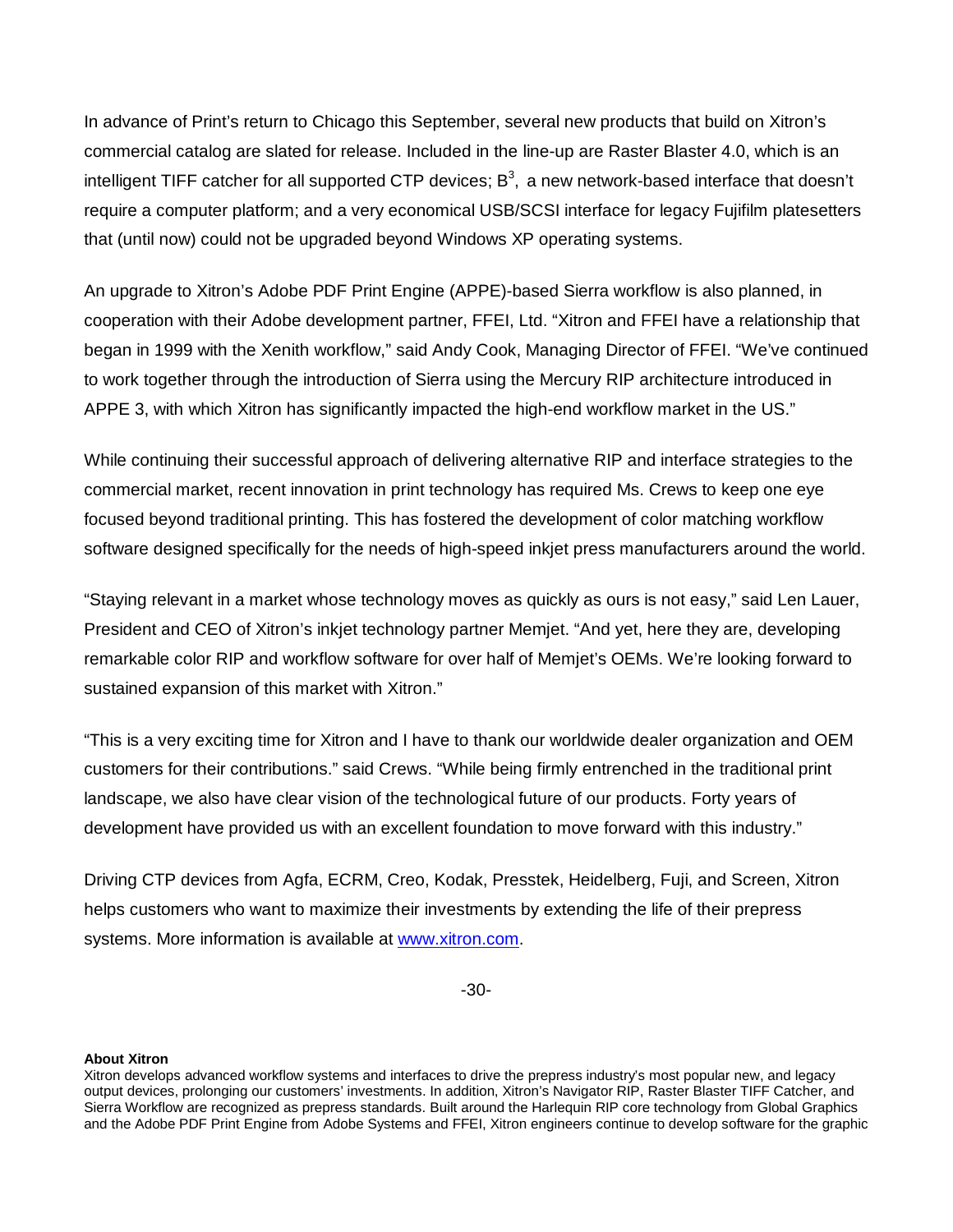In advance of Print's return to Chicago this September, several new products that build on Xitron's commercial catalog are slated for release. Included in the line-up are Raster Blaster 4.0, which is an intelligent TIFF catcher for all supported CTP devices; $B^3$, a new network-based interface that doesn't require a computer platform; and a very economical USB/SCSI interface for legacy Fujifilm platesetters that (until now) could not be upgraded beyond Windows XP operating systems.

An upgrade to Xitron's Adobe PDF Print Engine (APPE)-based Sierra workflow is also planned, in cooperation with their Adobe development partner, FFEI, Ltd. "Xitron and FFEI have a relationship that began in 1999 with the Xenith workflow," said Andy Cook, Managing Director of FFEI. "We've continued to work together through the introduction of Sierra using the Mercury RIP architecture introduced in APPE 3, with which Xitron has significantly impacted the high-end workflow market in the US."

While continuing their successful approach of delivering alternative RIP and interface strategies to the commercial market, recent innovation in print technology has required Ms. Crews to keep one eye focused beyond traditional printing. This has fostered the development of color matching workflow software designed specifically for the needs of high-speed inkjet press manufacturers around the world.

"Staying relevant in a market whose technology moves as quickly as ours is not easy," said Len Lauer, President and CEO of Xitron's inkjet technology partner Memjet. "And yet, here they are, developing remarkable color RIP and workflow software for over half of Memjet's OEMs. We're looking forward to sustained expansion of this market with Xitron."

"This is a very exciting time for Xitron and I have to thank our worldwide dealer organization and OEM customers for their contributions." said Crews. "While being firmly entrenched in the traditional print landscape, we also have clear vision of the technological future of our products. Forty years of development have provided us with an excellent foundation to move forward with this industry."

Driving CTP devices from Agfa, ECRM, Creo, Kodak, Presstek, Heidelberg, Fuji, and Screen, Xitron helps customers who want to maximize their investments by extending the life of their prepress systems. More information is available at [www.xitron.com](http://www.xitron.com).

-30-

**About Xitron**

Xitron develops advanced workflow systems and interfaces to drive the prepress industry's most popular new, and legacy output devices, prolonging our customers' investments. In addition, Xitron's Navigator RIP, Raster Blaster TIFF Catcher, and Sierra Workflow are recognized as prepress standards. Built around the Harlequin RIP core technology from Global Graphics and the Adobe PDF Print Engine from Adobe Systems and FFEI, Xitron engineers continue to develop software for the graphic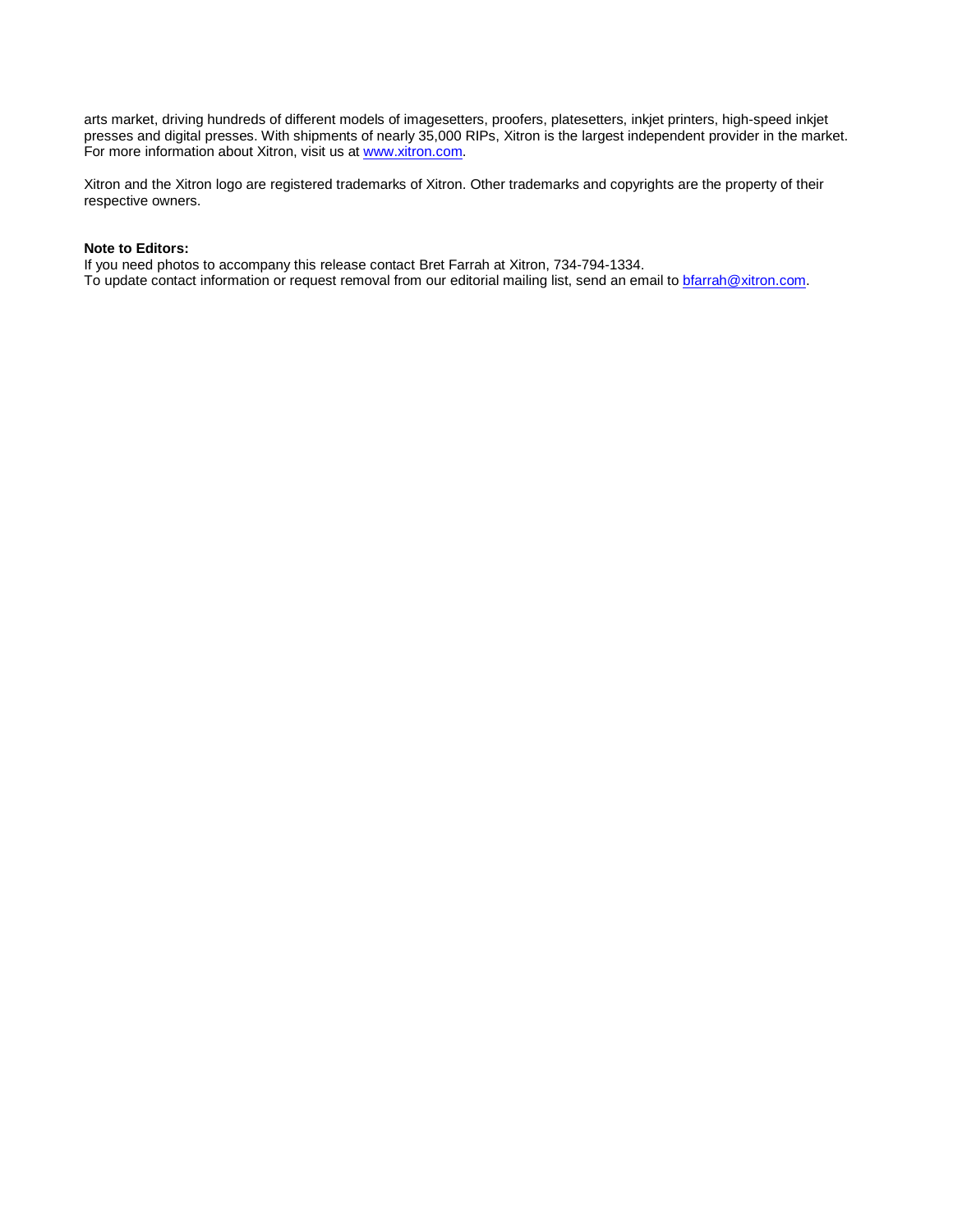arts market, driving hundreds of different models of imagesetters, proofers, platesetters, inkjet printers, high-speed inkjet presses and digital presses. With shipments of nearly 35,000 RIPs, Xitron is the largest independent provider in the market. For more information about Xitron, visit us at [www.xitron.com](http://www.xitron.com).

Xitron and the Xitron logo are registered trademarks of Xitron. Other trademarks and copyrights are the property of their respective owners.

**Note to Editors:**
If you need photos to accompany this release contact Bret Farrah at Xitron, 734-794-1334.
To update contact information or request removal from our editorial mailing list, send an email to [bfarrah@xitron.com](mailto:bfarrah@xitron.com).